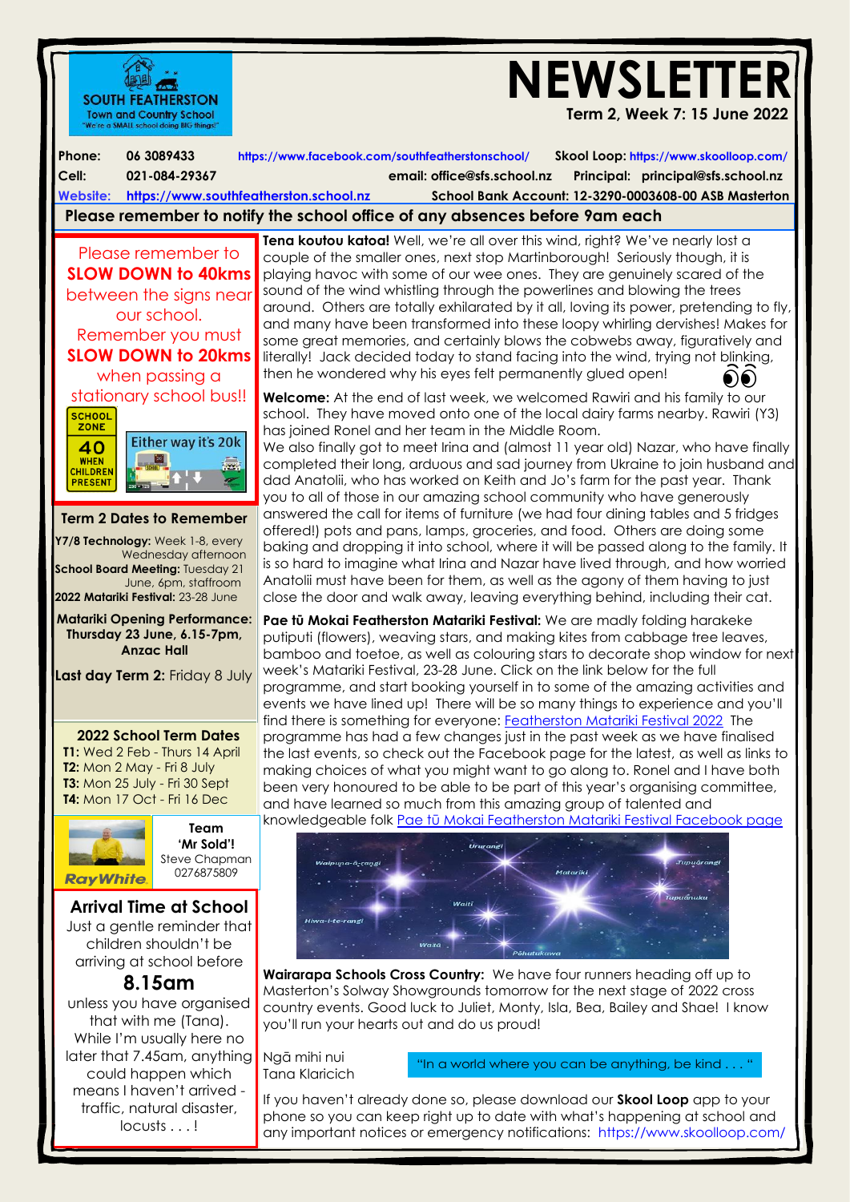**SOUTH FEATHERSTON**
Town and Country School
"We're a SMALL school doing BIG things!"

# NEWSLETTER

**Term 2, Week 7: 15 June 2022**

**Phone:** 06 3089433 https://www.facebook.com/southfeatherstonschool/ **Skool Loop:** https://www.skoolloop.com/
**Cell:** 021-084-29367 **email:** office@sfs.school.nz **Principal:** principal@sfs.school.nz
**Website:** https://www.southfeatherston.school.nz **School Bank Account: 12-3290-0003608-00 ASB Masterton**

**Please remember to notify the school office of any absences before 9am each**

Please remember to **SLOW DOWN to 40kms** between the signs near our school. Remember you must **SLOW DOWN to 20kms** when passing a stationary school bus!!

SCHOOL ZONE 40 WHEN CHILDREN PRESENT — Either way it's 20k

### Term 2 Dates to Remember

**Y7/8 Technology:** Week 1-8, every Wednesday afternoon
**School Board Meeting:** Tuesday 21 June, 6pm, staffroom
**2022 Matariki Festival:** 23-28 June

**Matariki Opening Performance: Thursday 23 June, 6.15-7pm, Anzac Hall**

**Last day Term 2:** Friday 8 July

### 2022 School Term Dates

**T1:** Wed 2 Feb - Thurs 14 April
**T2:** Mon 2 May - Fri 8 July
**T3:** Mon 25 July - Fri 30 Sept
**T4:** Mon 17 Oct - Fri 16 Dec

**Team 'Mr Sold'!** Steve Chapman 0276875809 — RayWhite

### Arrival Time at School

Just a gentle reminder that children shouldn't be arriving at school before

**8.15am**

unless you have organised that with me (Tana). While I'm usually here no later that 7.45am, anything could happen which means I haven't arrived - traffic, natural disaster, locusts . . . !

**Tena koutou katoa!** Well, we're all over this wind, right? We've nearly lost a couple of the smaller ones, next stop Martinborough! Seriously though, it is playing havoc with some of our wee ones. They are genuinely scared of the sound of the wind whistling through the powerlines and blowing the trees around. Others are totally exhilarated by it all, loving its power, pretending to fly, and many have been transformed into these loopy whirling dervishes! Makes for some great memories, and certainly blows the cobwebs away, figuratively and literally! Jack decided today to stand facing into the wind, trying not blinking, then he wondered why his eyes felt permanently glued open!

**Welcome:** At the end of last week, we welcomed Rawiri and his family to our school. They have moved onto one of the local dairy farms nearby. Rawiri (Y3) has joined Ronel and her team in the Middle Room.
We also finally got to meet Irina and (almost 11 year old) Nazar, who have finally completed their long, arduous and sad journey from Ukraine to join husband and dad Anatolii, who has worked on Keith and Jo's farm for the past year. Thank you to all of those in our amazing school community who have generously answered the call for items of furniture (we had four dining tables and 5 fridges offered!) pots and pans, lamps, groceries, and food. Others are doing some baking and dropping it into school, where it will be passed along to the family. It is so hard to imagine what Irina and Nazar have lived through, and how worried Anatolii must have been for them, as well as the agony of them having to just close the door and walk away, leaving everything behind, including their cat.

**Pae tū Mokai Featherston Matariki Festival:** We are madly folding harakeke putiputi (flowers), weaving stars, and making kites from cabbage tree leaves, bamboo and toetoe, as well as colouring stars to decorate shop window for next week's Matariki Festival, 23-28 June. Click on the link below for the full programme, and start booking yourself in to some of the amazing activities and events we have lined up! There will be so many things to experience and you'll find there is something for everyone: Featherston Matariki Festival 2022 The programme has had a few changes just in the past week as we have finalised the last events, so check out the Facebook page for the latest, as well as links to making choices of what you might want to go along to. Ronel and I have both been very honoured to be able to be part of this year's organising committee, and have learned so much from this amazing group of talented and knowledgeable folk Pae tū Mokai Featherston Matariki Festival Facebook page

Ururangi, Waipuna-ā-rangi, Tupuārangi, Matariki, Tupuānuku, Waiti, Hiwa-i-te-rangi, Waitā, Pōhutukawa

**Wairarapa Schools Cross Country:** We have four runners heading off up to Masterton's Solway Showgrounds tomorrow for the next stage of 2022 cross country events. Good luck to Juliet, Monty, Isla, Bea, Bailey and Shae! I know you'll run your hearts out and do us proud!

Ngā mihi nui
Tana Klaricich

"In a world where you can be anything, be kind . . . "

If you haven't already done so, please download our **Skool Loop** app to your phone so you can keep right up to date with what's happening at school and any important notices or emergency notifications: https://www.skoolloop.com/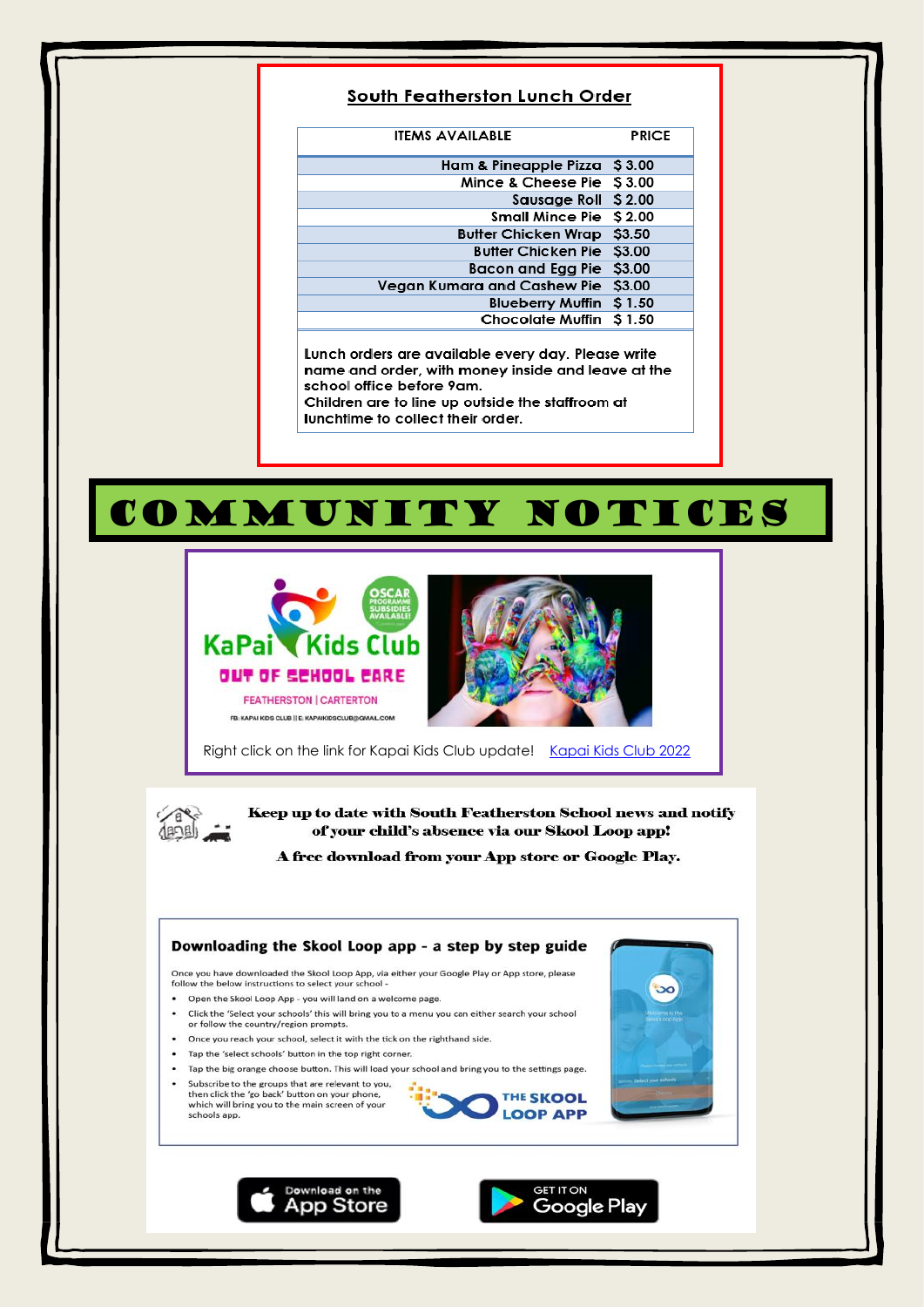## South Featherston Lunch Order

| ITEMS AVAILABLE | PRICE |
|---|---|
| Ham & Pineapple Pizza | $ 3.00 |
| Mince & Cheese Pie | $ 3.00 |
| Sausage Roll | $ 2.00 |
| Small Mince Pie | $ 2.00 |
| Butter Chicken Wrap | $3.50 |
| Butter Chicken Pie | $3.00 |
| Bacon and Egg Pie | $3.00 |
| Vegan Kumara and Cashew Pie | $3.00 |
| Blueberry Muffin | $ 1.50 |
| Chocolate Muffin | $ 1.50 |

Lunch orders are available every day. Please write name and order, with money inside and leave at the school office before 9am.
Children are to line up outside the staffroom at lunchtime to collect their order.

# COMMUNITY NOTICES

KaPai Kids Club

OUT OF SCHOOL CARE

FEATHERSTON | CARTERTON

FB: KAPAI KIDS CLUB || E: KAPAIKIDSCLUB@GMAIL.COM

OSCAR PROGRAMME SUBSIDIES AVAILABLE!

Right click on the link for Kapai Kids Club update! Kapai Kids Club 2022

**Keep up to date with South Featherston School news and notify of your child's absence via our Skool Loop app!**

**A free download from your App store or Google Play.**

### Downloading the Skool Loop app - a step by step guide

Once you have downloaded the Skool Loop App, via either your Google Play or App store, please follow the below instructions to select your school -

- Open the Skool Loop App - you will land on a welcome page.
- Click the 'Select your schools' this will bring you to a menu you can either search your school or follow the country/region prompts.
- Once you reach your school, select it with the tick on the righthand side.
- Tap the 'select schools' button in the top right corner.
- Tap the big orange choose button. This will load your school and bring you to the settings page.
- Subscribe to the groups that are relevant to you, then click the 'go back' button on your phone, which will bring you to the main screen of your schools app.

THE SKOOL LOOP APP

Download on the App Store

GET IT ON Google Play